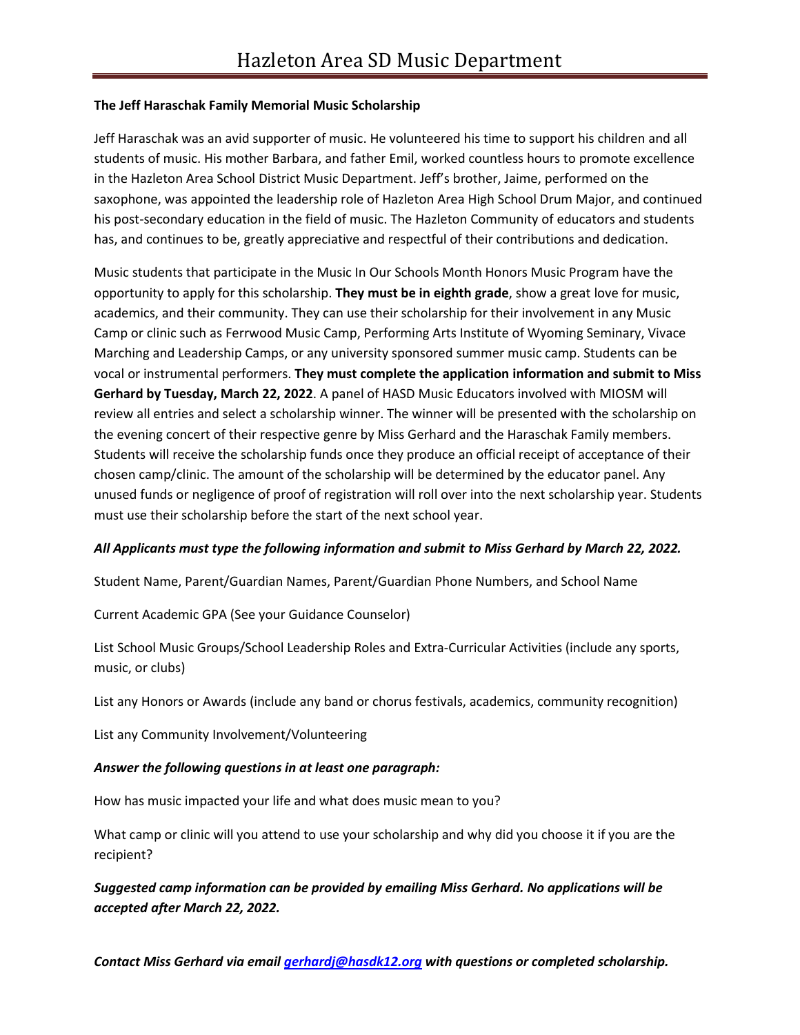# Hazleton Area SD Music Department

**The Jeff Haraschak Family Memorial Music Scholarship**

Jeff Haraschak was an avid supporter of music. He volunteered his time to support his children and all students of music. His mother Barbara, and father Emil, worked countless hours to promote excellence in the Hazleton Area School District Music Department. Jeff's brother, Jaime, performed on the saxophone, was appointed the leadership role of Hazleton Area High School Drum Major, and continued his post-secondary education in the field of music. The Hazleton Community of educators and students has, and continues to be, greatly appreciative and respectful of their contributions and dedication.

Music students that participate in the Music In Our Schools Month Honors Music Program have the opportunity to apply for this scholarship. **They must be in eighth grade**, show a great love for music, academics, and their community. They can use their scholarship for their involvement in any Music Camp or clinic such as Ferrwood Music Camp, Performing Arts Institute of Wyoming Seminary, Vivace Marching and Leadership Camps, or any university sponsored summer music camp. Students can be vocal or instrumental performers. **They must complete the application information and submit to Miss Gerhard by Tuesday, March 22, 2022**. A panel of HASD Music Educators involved with MIOSM will review all entries and select a scholarship winner. The winner will be presented with the scholarship on the evening concert of their respective genre by Miss Gerhard and the Haraschak Family members. Students will receive the scholarship funds once they produce an official receipt of acceptance of their chosen camp/clinic. The amount of the scholarship will be determined by the educator panel. Any unused funds or negligence of proof of registration will roll over into the next scholarship year. Students must use their scholarship before the start of the next school year.

***All Applicants must type the following information and submit to Miss Gerhard by March 22, 2022.***

Student Name, Parent/Guardian Names, Parent/Guardian Phone Numbers, and School Name

Current Academic GPA (See your Guidance Counselor)

List School Music Groups/School Leadership Roles and Extra-Curricular Activities (include any sports, music, or clubs)

List any Honors or Awards (include any band or chorus festivals, academics, community recognition)

List any Community Involvement/Volunteering

***Answer the following questions in at least one paragraph:***

How has music impacted your life and what does music mean to you?

What camp or clinic will you attend to use your scholarship and why did you choose it if you are the recipient?

***Suggested camp information can be provided by emailing Miss Gerhard. No applications will be accepted after March 22, 2022.***

***Contact Miss Gerhard via email [gerhardj@hasdk12.org](mailto:gerhardj@hasdk12.org) with questions or completed scholarship.***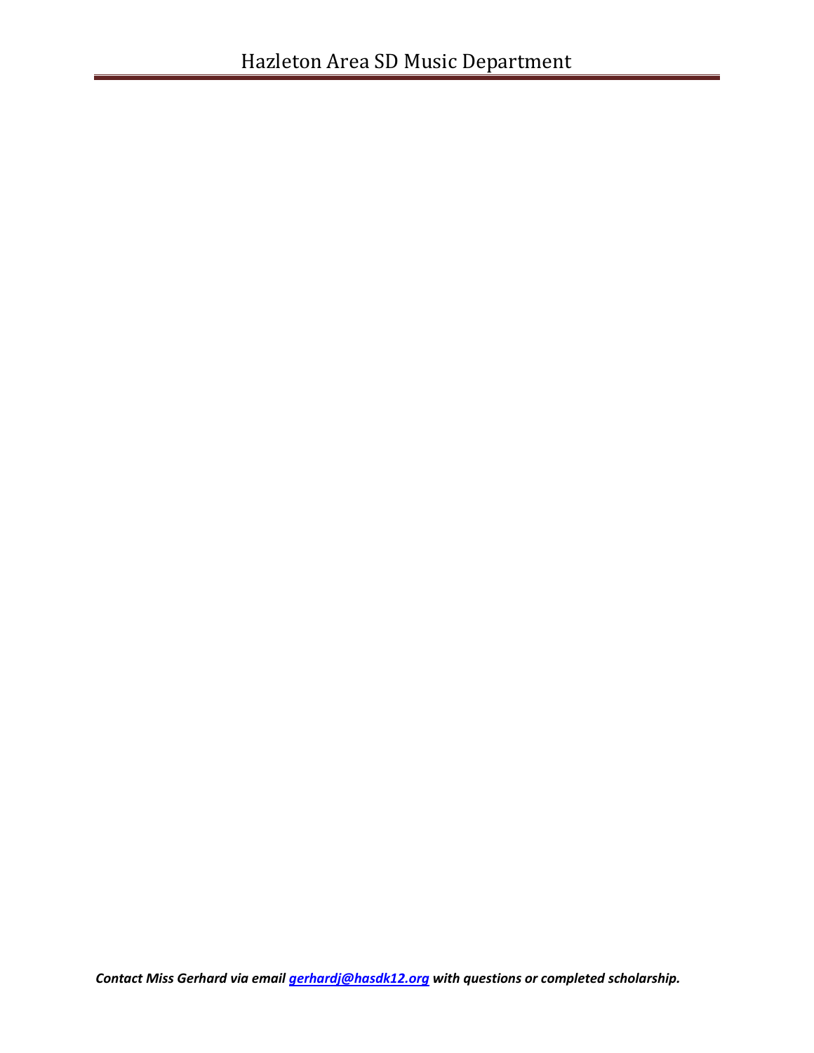***Contact Miss Gerhard via email gerhardj@hasdk12.org with questions or completed scholarship.***